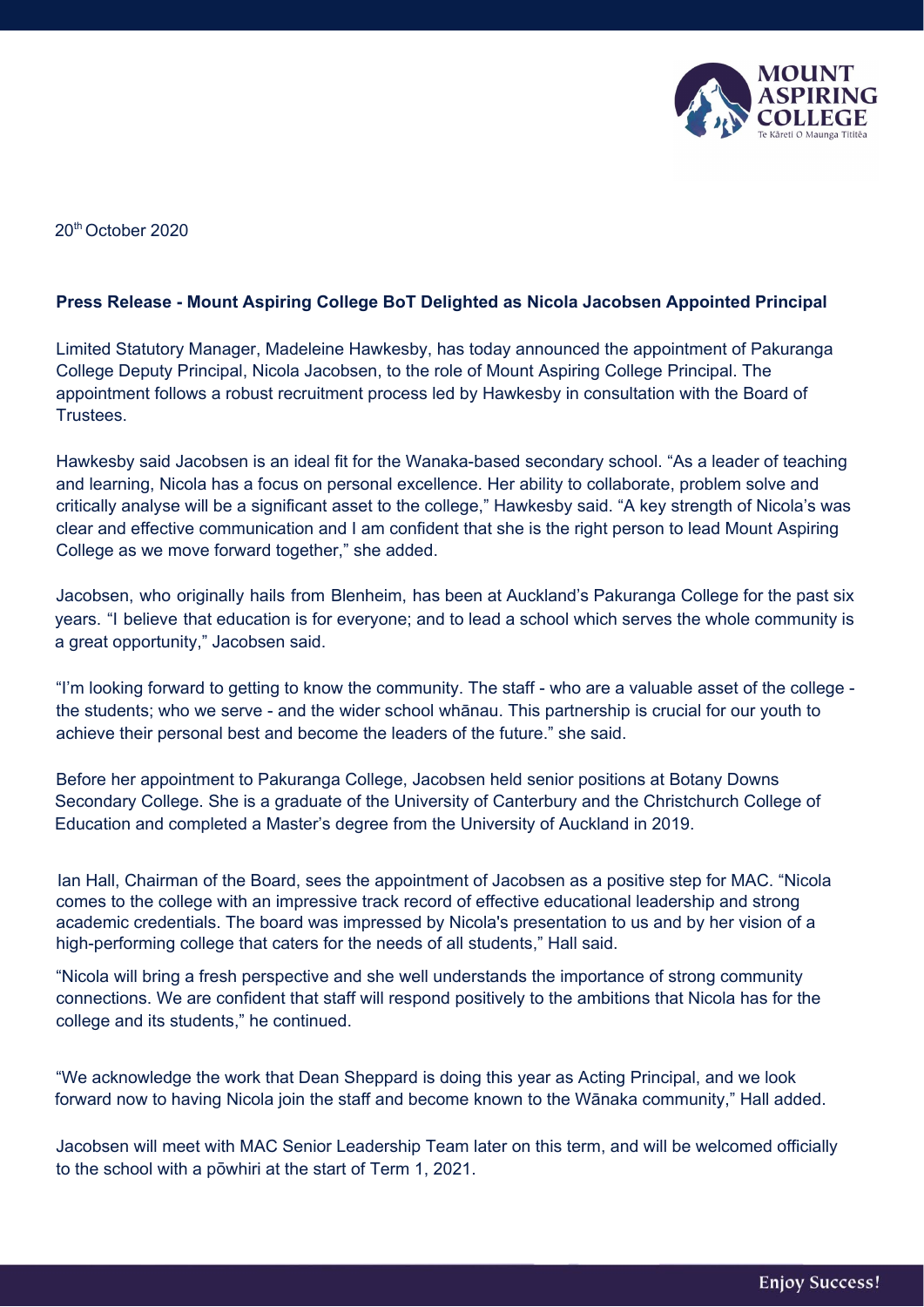20th October 2020

**Press Release - Mount Aspiring College BoT Delighted as Nicola Jacobsen Appointed Principal**

Limited Statutory Manager, Madeleine Hawkesby, has today announced the appointment of Pakuranga College Deputy Principal, Nicola Jacobsen, to the role of Mount Aspiring College Principal. The appointment follows a robust recruitment process led by Hawkesby in consultation with the Board of Trustees.

Hawkesby said Jacobsen is an ideal fit for the Wanaka-based secondary school. "As a leader of teaching and learning, Nicola has a focus on personal excellence. Her ability to collaborate, problem solve and critically analyse will be a significant asset to the college," Hawkesby said. "A key strength of Nicola's was clear and effective communication and I am confident that she is the right person to lead Mount Aspiring College as we move forward together," she added.

Jacobsen, who originally hails from Blenheim, has been at Auckland's Pakuranga College for the past six years. "I believe that education is for everyone; and to lead a school which serves the whole community is a great opportunity," Jacobsen said.

"I'm looking forward to getting to know the community. The staff - who are a valuable asset of the college - the students; who we serve - and the wider school whānau. This partnership is crucial for our youth to achieve their personal best and become the leaders of the future." she said.

Before her appointment to Pakuranga College, Jacobsen held senior positions at Botany Downs Secondary College. She is a graduate of the University of Canterbury and the Christchurch College of Education and completed a Master's degree from the University of Auckland in 2019.

Ian Hall, Chairman of the Board, sees the appointment of Jacobsen as a positive step for MAC. "Nicola comes to the college with an impressive track record of effective educational leadership and strong academic credentials. The board was impressed by Nicola's presentation to us and by her vision of a high-performing college that caters for the needs of all students," Hall said.

"Nicola will bring a fresh perspective and she well understands the importance of strong community connections. We are confident that staff will respond positively to the ambitions that Nicola has for the college and its students," he continued.

"We acknowledge the work that Dean Sheppard is doing this year as Acting Principal, and we look forward now to having Nicola join the staff and become known to the Wānaka community," Hall added.

Jacobsen will meet with MAC Senior Leadership Team later on this term, and will be welcomed officially to the school with a pōwhiri at the start of Term 1, 2021.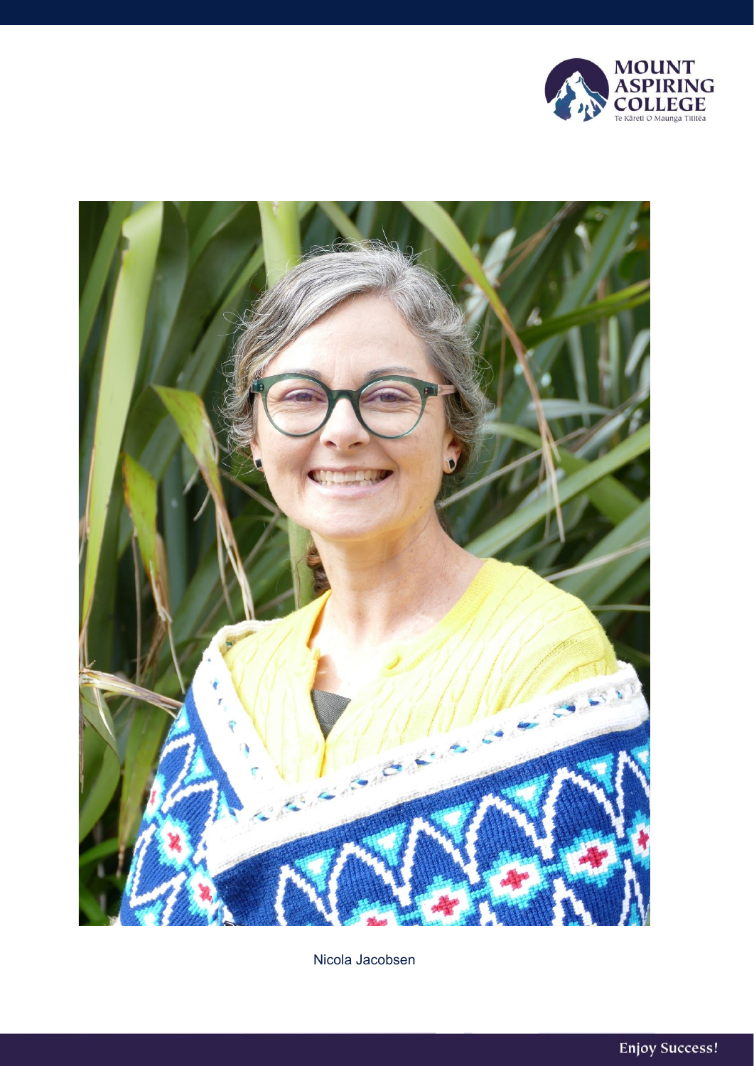Nicola Jacobsen